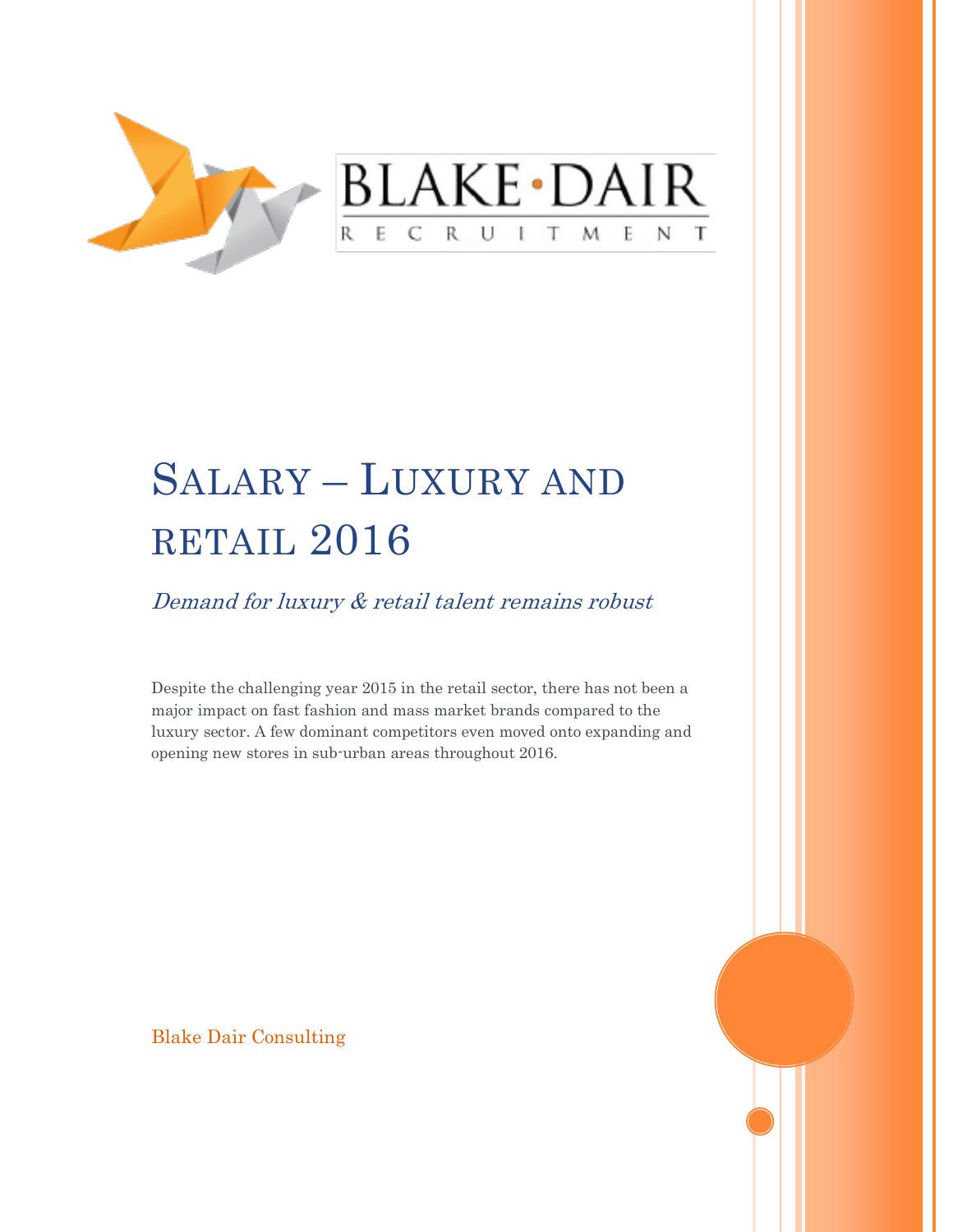BLAKE • DAIR

RECRUITMENT

# Salary – Luxury and retail 2016

*Demand for luxury & retail talent remains robust*

Despite the challenging year 2015 in the retail sector, there has not been a major impact on fast fashion and mass market brands compared to the luxury sector. A few dominant competitors even moved onto expanding and opening new stores in sub-urban areas throughout 2016.

Blake Dair Consulting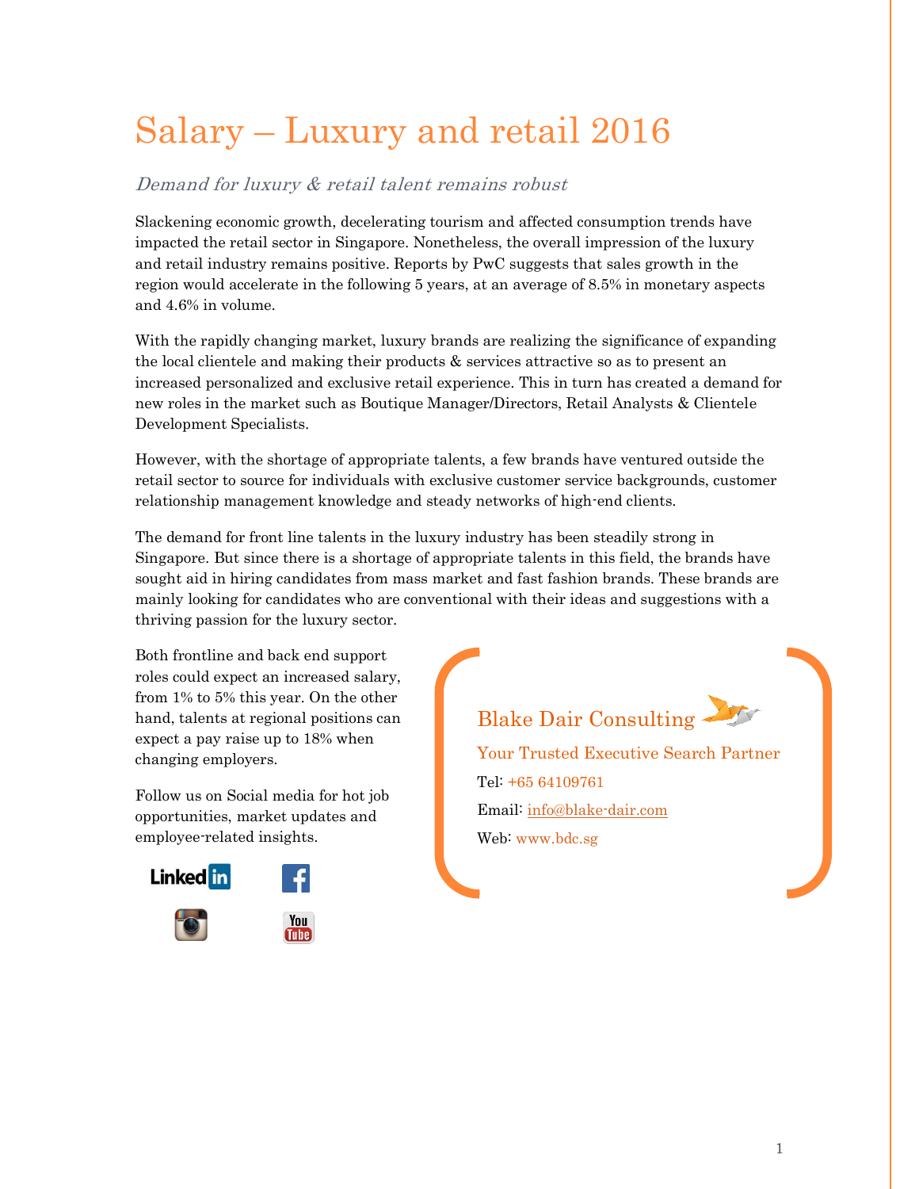# Salary – Luxury and retail 2016

*Demand for luxury & retail talent remains robust*

Slackening economic growth, decelerating tourism and affected consumption trends have impacted the retail sector in Singapore. Nonetheless, the overall impression of the luxury and retail industry remains positive. Reports by PwC suggests that sales growth in the region would accelerate in the following 5 years, at an average of 8.5% in monetary aspects and 4.6% in volume.

With the rapidly changing market, luxury brands are realizing the significance of expanding the local clientele and making their products & services attractive so as to present an increased personalized and exclusive retail experience. This in turn has created a demand for new roles in the market such as Boutique Manager/Directors, Retail Analysts & Clientele Development Specialists.

However, with the shortage of appropriate talents, a few brands have ventured outside the retail sector to source for individuals with exclusive customer service backgrounds, customer relationship management knowledge and steady networks of high-end clients.

The demand for front line talents in the luxury industry has been steadily strong in Singapore. But since there is a shortage of appropriate talents in this field, the brands have sought aid in hiring candidates from mass market and fast fashion brands. These brands are mainly looking for candidates who are conventional with their ideas and suggestions with a thriving passion for the luxury sector.

Both frontline and back end support roles could expect an increased salary, from 1% to 5% this year. On the other hand, talents at regional positions can expect a pay raise up to 18% when changing employers.

Follow us on Social media for hot job opportunities, market updates and employee-related insights.

Blake Dair Consulting

Your Trusted Executive Search Partner

Tel: +65 64109761

Email: info@blake-dair.com

Web: www.bdc.sg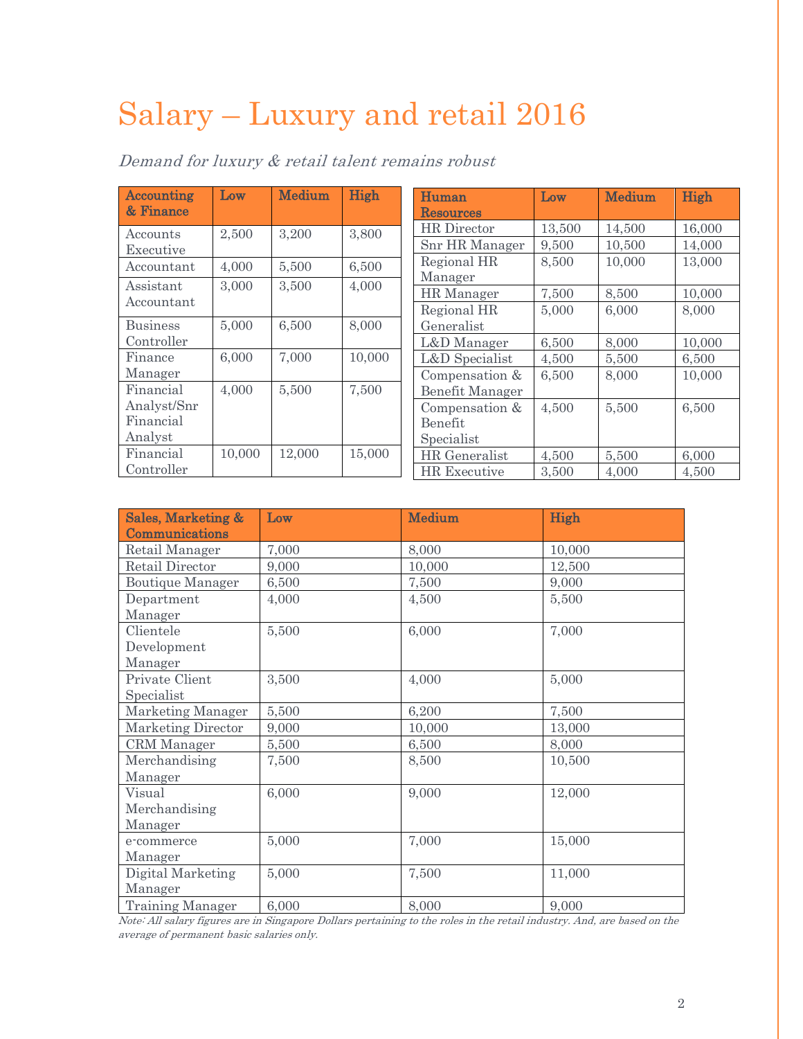# Salary – Luxury and retail 2016

*Demand for luxury & retail talent remains robust*

| Accounting & Finance | Low | Medium | High |
|---|---|---|---|
| Accounts Executive | 2,500 | 3,200 | 3,800 |
| Accountant | 4,000 | 5,500 | 6,500 |
| Assistant Accountant | 3,000 | 3,500 | 4,000 |
| Business Controller | 5,000 | 6,500 | 8,000 |
| Finance Manager | 6,000 | 7,000 | 10,000 |
| Financial Analyst/Snr Financial Analyst | 4,000 | 5,500 | 7,500 |
| Financial Controller | 10,000 | 12,000 | 15,000 |

| Human Resources | Low | Medium | High |
|---|---|---|---|
| HR Director | 13,500 | 14,500 | 16,000 |
| Snr HR Manager | 9,500 | 10,500 | 14,000 |
| Regional HR Manager | 8,500 | 10,000 | 13,000 |
| HR Manager | 7,500 | 8,500 | 10,000 |
| Regional HR Generalist | 5,000 | 6,000 | 8,000 |
| L&D Manager | 6,500 | 8,000 | 10,000 |
| L&D Specialist | 4,500 | 5,500 | 6,500 |
| Compensation & Benefit Manager | 6,500 | 8,000 | 10,000 |
| Compensation & Benefit Specialist | 4,500 | 5,500 | 6,500 |
| HR Generalist | 4,500 | 5,500 | 6,000 |
| HR Executive | 3,500 | 4,000 | 4,500 |

| Sales, Marketing & Communications | Low | Medium | High |
|---|---|---|---|
| Retail Manager | 7,000 | 8,000 | 10,000 |
| Retail Director | 9,000 | 10,000 | 12,500 |
| Boutique Manager | 6,500 | 7,500 | 9,000 |
| Department Manager | 4,000 | 4,500 | 5,500 |
| Clientele Development Manager | 5,500 | 6,000 | 7,000 |
| Private Client Specialist | 3,500 | 4,000 | 5,000 |
| Marketing Manager | 5,500 | 6,200 | 7,500 |
| Marketing Director | 9,000 | 10,000 | 13,000 |
| CRM Manager | 5,500 | 6,500 | 8,000 |
| Merchandising Manager | 7,500 | 8,500 | 10,500 |
| Visual Merchandising Manager | 6,000 | 9,000 | 12,000 |
| e-commerce Manager | 5,000 | 7,000 | 15,000 |
| Digital Marketing Manager | 5,000 | 7,500 | 11,000 |
| Training Manager | 6,000 | 8,000 | 9,000 |

*Note: All salary figures are in Singapore Dollars pertaining to the roles in the retail industry. And, are based on the average of permanent basic salaries only.*